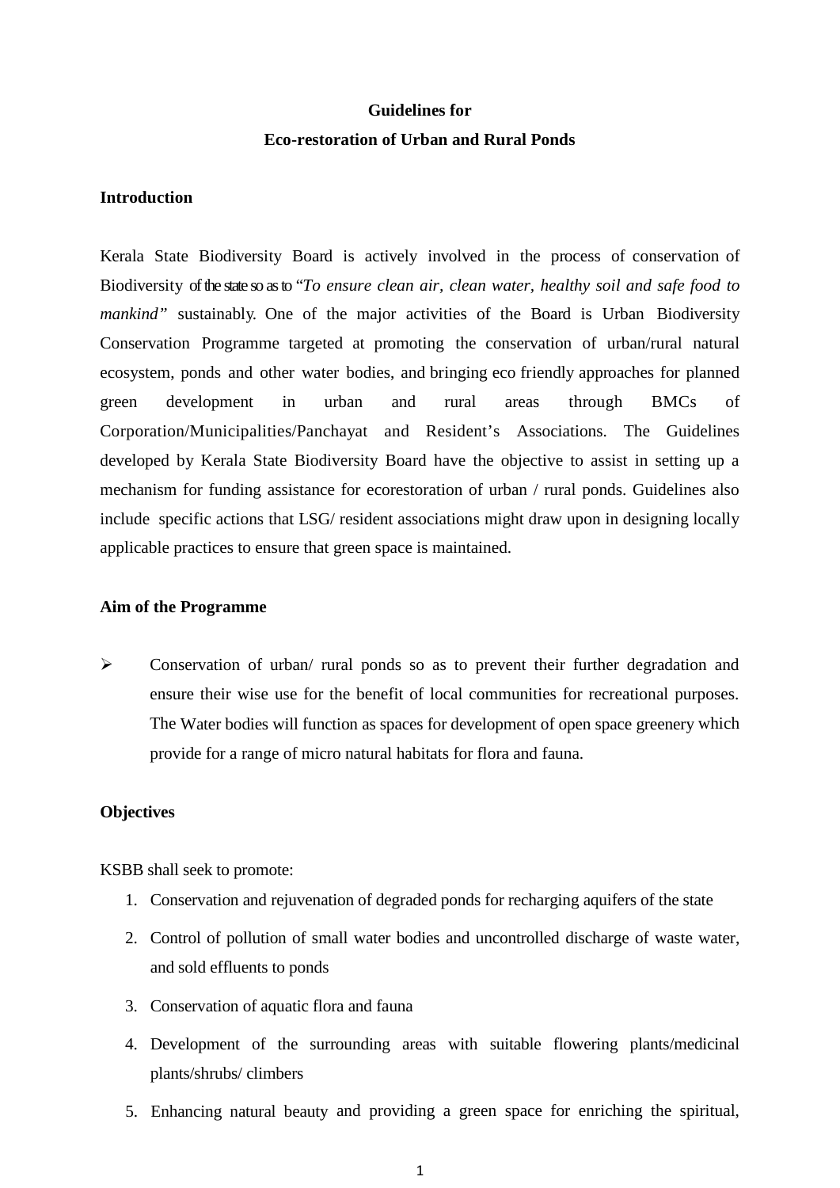**Guidelines for**

**Eco-restoration of Urban and Rural Ponds**

## Introduction

Kerala State Biodiversity Board is actively involved in the process of conservation of Biodiversity of the state so as to "*To ensure clean air, clean water, healthy soil and safe food to mankind"* sustainably. One of the major activities of the Board is Urban Biodiversity Conservation Programme targeted at promoting the conservation of urban/rural natural ecosystem, ponds and other water bodies, and bringing eco friendly approaches for planned green development in urban and rural areas through BMCs of Corporation/Municipalities/Panchayat and Resident's Associations. The Guidelines developed by Kerala State Biodiversity Board have the objective to assist in setting up a mechanism for funding assistance for ecorestoration of urban / rural ponds. Guidelines also include specific actions that LSG/ resident associations might draw upon in designing locally applicable practices to ensure that green space is maintained.

## Aim of the Programme

- Conservation of urban/ rural ponds so as to prevent their further degradation and ensure their wise use for the benefit of local communities for recreational purposes. The Water bodies will function as spaces for development of open space greenery which provide for a range of micro natural habitats for flora and fauna.

## Objectives

KSBB shall seek to promote:

1. Conservation and rejuvenation of degraded ponds for recharging aquifers of the state
2. Control of pollution of small water bodies and uncontrolled discharge of waste water, and sold effluents to ponds
3. Conservation of aquatic flora and fauna
4. Development of the surrounding areas with suitable flowering plants/medicinal plants/shrubs/ climbers
5. Enhancing natural beauty and providing a green space for enriching the spiritual,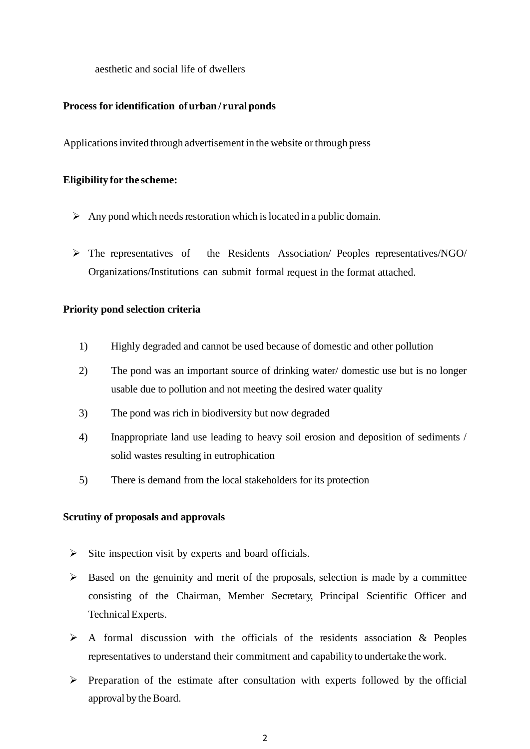aesthetic and social life of dwellers

**Process for identification of urban / rural ponds**

Applications invited through advertisement in the website or through press

**Eligibility for the scheme:**

- Any pond which needs restoration which is located in a public domain.
- The representatives of the Residents Association/ Peoples representatives/NGO/ Organizations/Institutions can submit formal request in the format attached.

**Priority pond selection criteria**

1) Highly degraded and cannot be used because of domestic and other pollution
2) The pond was an important source of drinking water/ domestic use but is no longer usable due to pollution and not meeting the desired water quality
3) The pond was rich in biodiversity but now degraded
4) Inappropriate land use leading to heavy soil erosion and deposition of sediments / solid wastes resulting in eutrophication
5) There is demand from the local stakeholders for its protection

**Scrutiny of proposals and approvals**

- Site inspection visit by experts and board officials.
- Based on the genuinity and merit of the proposals, selection is made by a committee consisting of the Chairman, Member Secretary, Principal Scientific Officer and Technical Experts.
- A formal discussion with the officials of the residents association & Peoples representatives to understand their commitment and capability to undertake the work.
- Preparation of the estimate after consultation with experts followed by the official approval by the Board.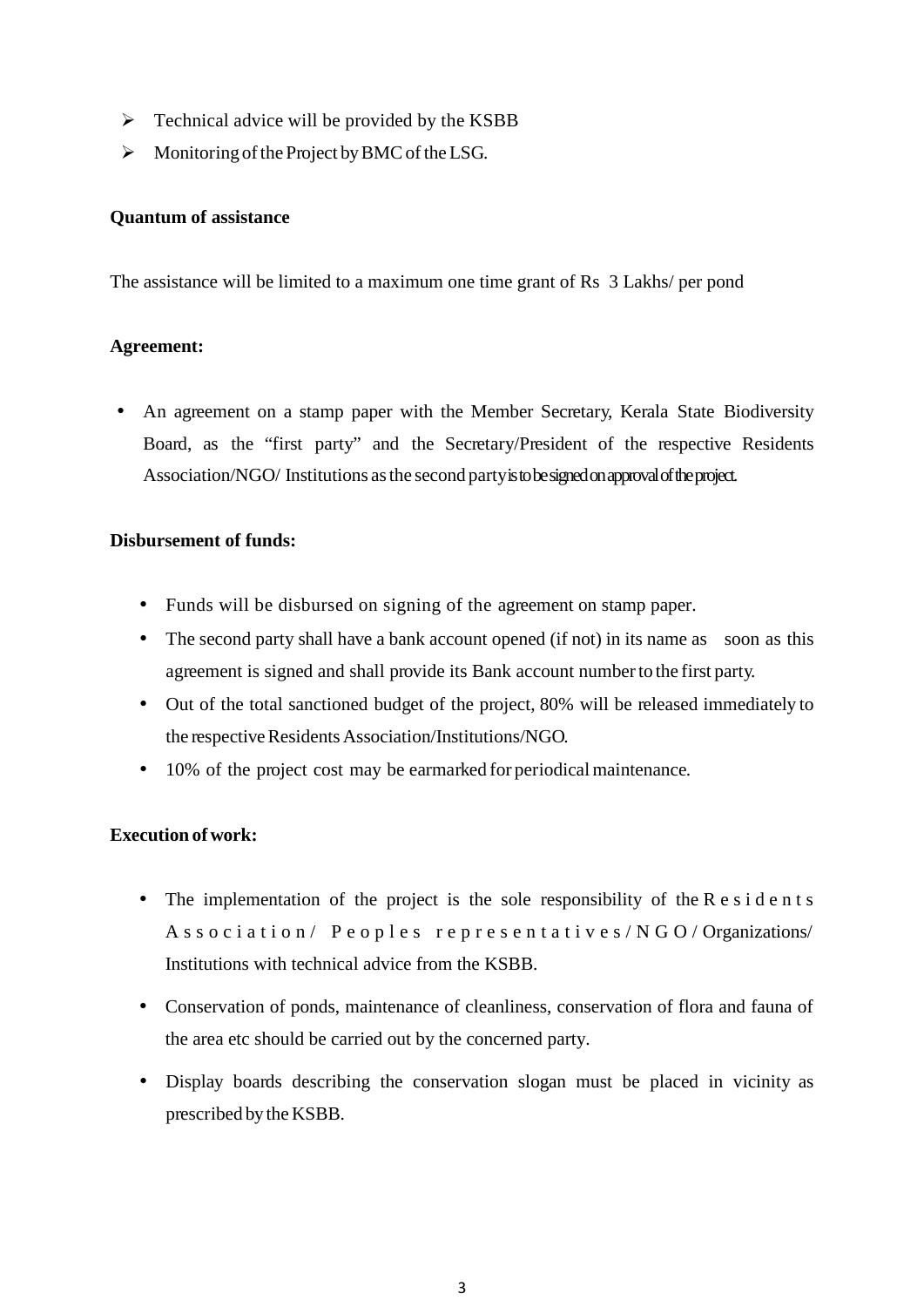- Technical advice will be provided by the KSBB
- Monitoring of the Project by BMC of the LSG.

**Quantum of assistance**

The assistance will be limited to a maximum one time grant of Rs 3 Lakhs/ per pond

**Agreement:**

- An agreement on a stamp paper with the Member Secretary, Kerala State Biodiversity Board, as the "first party" and the Secretary/President of the respective Residents Association/NGO/ Institutions as the second party is to be signed on approval of the project.

**Disbursement of funds:**

- Funds will be disbursed on signing of the agreement on stamp paper.
- The second party shall have a bank account opened (if not) in its name as soon as this agreement is signed and shall provide its Bank account number to the first party.
- Out of the total sanctioned budget of the project, 80% will be released immediately to the respective Residents Association/Institutions/NGO.
- 10% of the project cost may be earmarked for periodical maintenance.

**Execution of work:**

- The implementation of the project is the sole responsibility of the Residents Association/ Peoples representatives/NGO/ Organizations/ Institutions with technical advice from the KSBB.
- Conservation of ponds, maintenance of cleanliness, conservation of flora and fauna of the area etc should be carried out by the concerned party.
- Display boards describing the conservation slogan must be placed in vicinity as prescribed by the KSBB.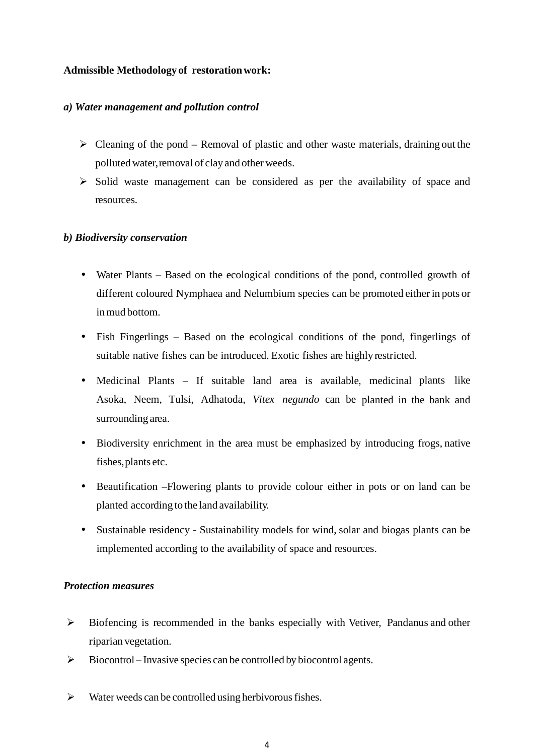**Admissible Methodology of restoration work:**

***a) Water management and pollution control***

- Cleaning of the pond – Removal of plastic and other waste materials, draining out the polluted water, removal of clay and other weeds.
- Solid waste management can be considered as per the availability of space and resources.

***b) Biodiversity conservation***

- Water Plants – Based on the ecological conditions of the pond, controlled growth of different coloured Nymphaea and Nelumbium species can be promoted either in pots or in mud bottom.
- Fish Fingerlings – Based on the ecological conditions of the pond, fingerlings of suitable native fishes can be introduced. Exotic fishes are highly restricted.
- Medicinal Plants – If suitable land area is available, medicinal plants like Asoka, Neem, Tulsi, Adhatoda, *Vitex negundo* can be planted in the bank and surrounding area.
- Biodiversity enrichment in the area must be emphasized by introducing frogs, native fishes, plants etc.
- Beautification –Flowering plants to provide colour either in pots or on land can be planted according to the land availability.
- Sustainable residency - Sustainability models for wind, solar and biogas plants can be implemented according to the availability of space and resources.

***Protection measures***

- Biofencing is recommended in the banks especially with Vetiver, Pandanus and other riparian vegetation.
- Biocontrol – Invasive species can be controlled by biocontrol agents.
- Water weeds can be controlled using herbivorous fishes.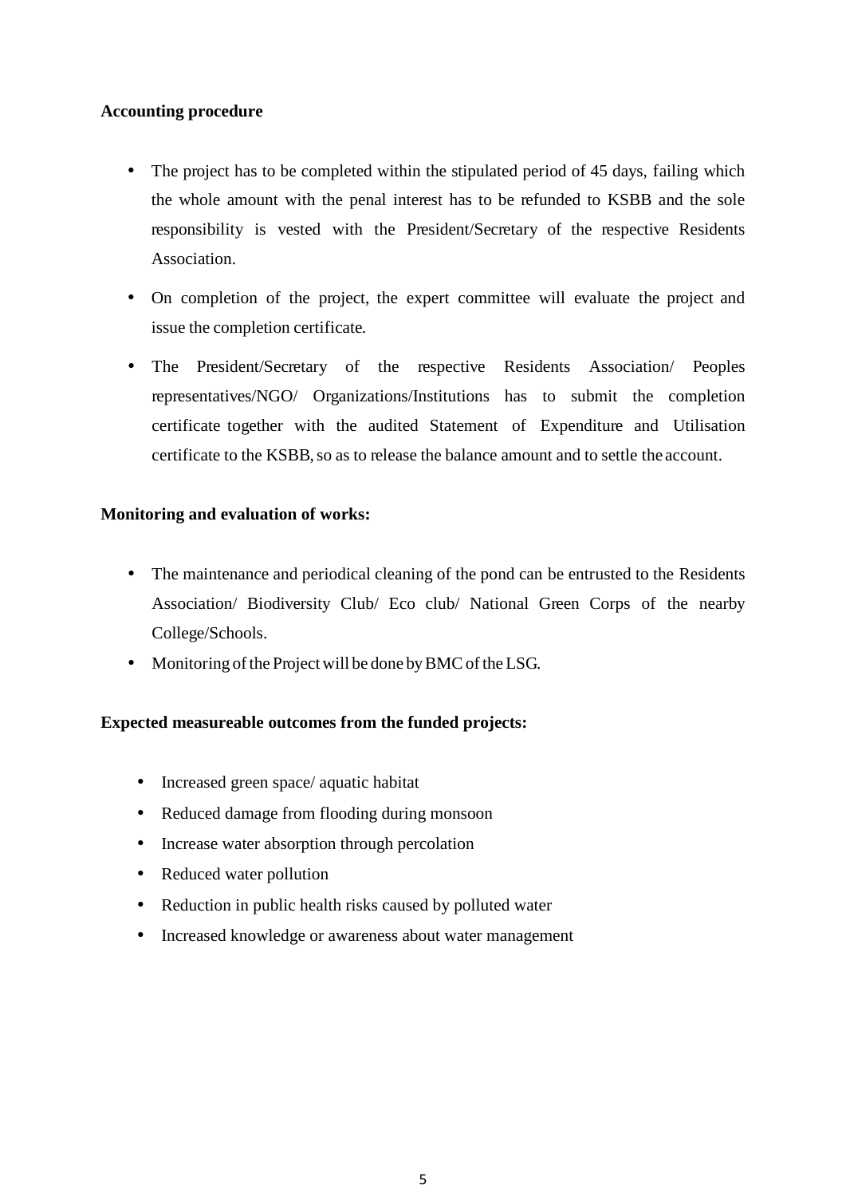**Accounting procedure**

- The project has to be completed within the stipulated period of 45 days, failing which the whole amount with the penal interest has to be refunded to KSBB and the sole responsibility is vested with the President/Secretary of the respective Residents Association.
- On completion of the project, the expert committee will evaluate the project and issue the completion certificate.
- The President/Secretary of the respective Residents Association/ Peoples representatives/NGO/ Organizations/Institutions has to submit the completion certificate together with the audited Statement of Expenditure and Utilisation certificate to the KSBB, so as to release the balance amount and to settle the account.

**Monitoring and evaluation of works:**

- The maintenance and periodical cleaning of the pond can be entrusted to the Residents Association/ Biodiversity Club/ Eco club/ National Green Corps of the nearby College/Schools.
- Monitoring of the Project will be done by BMC of the LSG.

**Expected measureable outcomes from the funded projects:**

- Increased green space/ aquatic habitat
- Reduced damage from flooding during monsoon
- Increase water absorption through percolation
- Reduced water pollution
- Reduction in public health risks caused by polluted water
- Increased knowledge or awareness about water management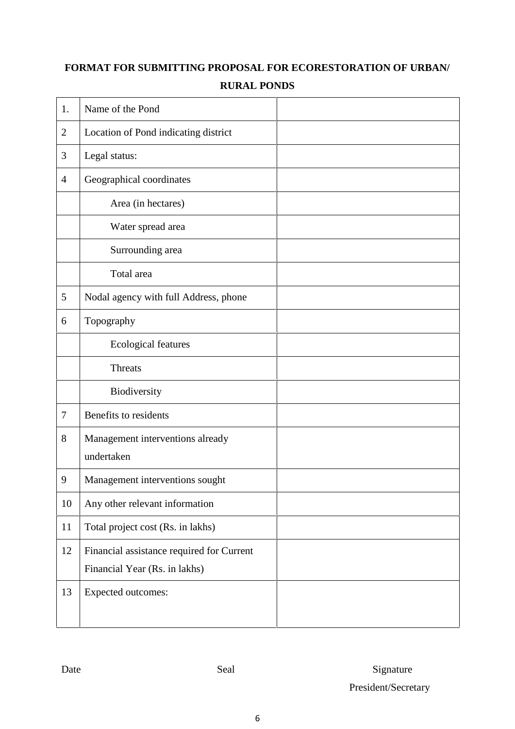**FORMAT FOR SUBMITTING PROPOSAL FOR ECORESTORATION OF URBAN/ RURAL PONDS**

| | | |
|---|---|---|
| 1. | Name of the Pond | |
| 2 | Location of Pond indicating district | |
| 3 | Legal status: | |
| 4 | Geographical coordinates | |
| | Area (in hectares) | |
| | Water spread area | |
| | Surrounding area | |
| | Total area | |
| 5 | Nodal agency with full Address, phone | |
| 6 | Topography | |
| | Ecological features | |
| | Threats | |
| | Biodiversity | |
| 7 | Benefits to residents | |
| 8 | Management interventions already undertaken | |
| 9 | Management interventions sought | |
| 10 | Any other relevant information | |
| 11 | Total project cost (Rs. in lakhs) | |
| 12 | Financial assistance required for Current Financial Year (Rs. in lakhs) | |
| 13 | Expected outcomes: | |

Date Seal Signature

President/Secretary